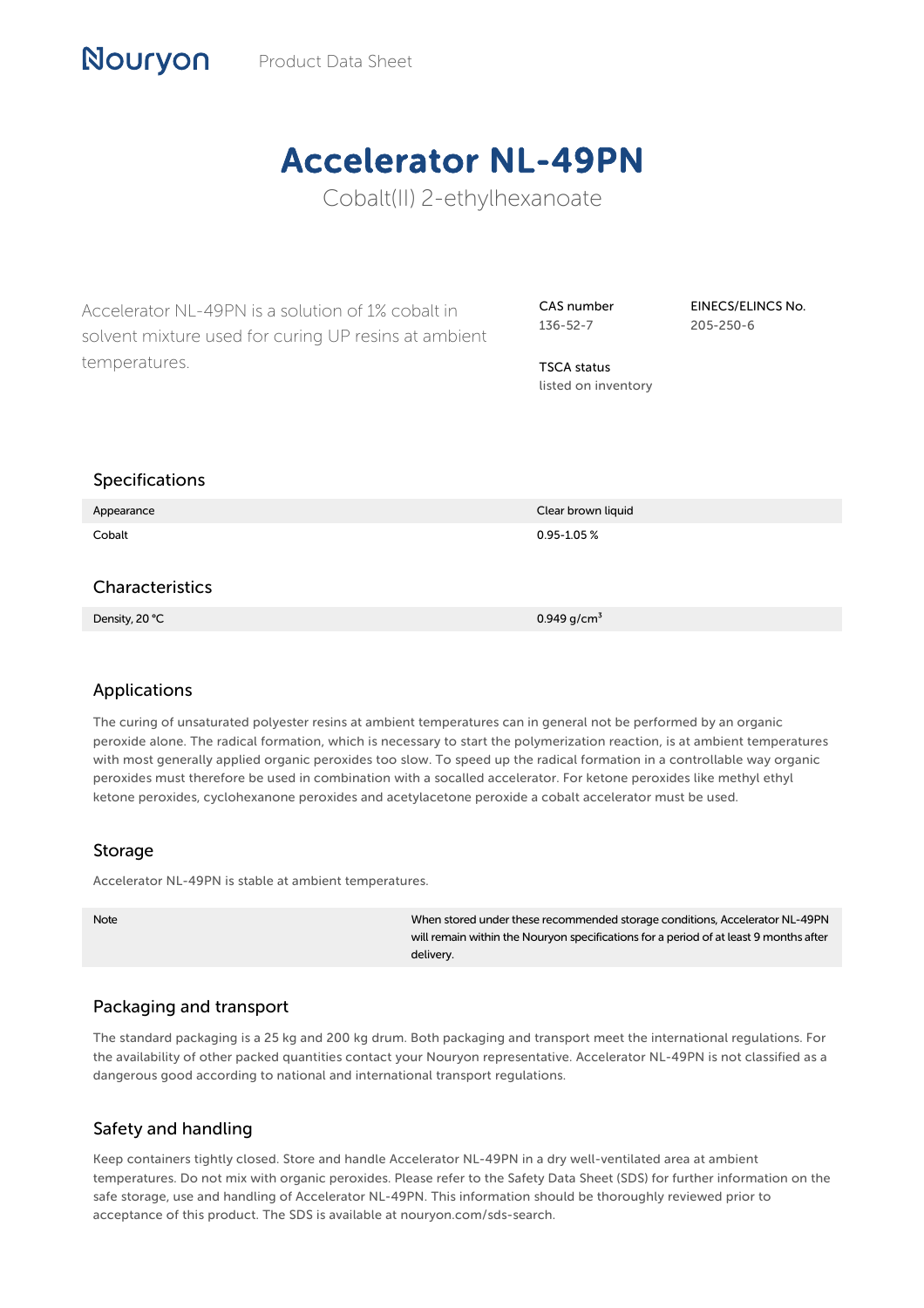# Accelerator NL-49PN

Cobalt(II) 2-ethylhexanoate

Accelerator NL-49PN is a solution of 1% cobalt in solvent mixture used for curing UP resins at ambient temperatures.

**CAS number**
136-52-7

**EINECS/ELINCS No.**
205-250-6

**TSCA status**
listed on inventory

## Specifications

| | |
|---|---|
| Appearance | Clear brown liquid |
| Cobalt | 0.95-1.05 % |

## Characteristics

| | |
|---|---|
| Density, 20 °C | 0.949 g/cm$^3$ |

## Applications

The curing of unsaturated polyester resins at ambient temperatures can in general not be performed by an organic peroxide alone. The radical formation, which is necessary to start the polymerization reaction, is at ambient temperatures with most generally applied organic peroxides too slow. To speed up the radical formation in a controllable way organic peroxides must therefore be used in combination with a socalled accelerator. For ketone peroxides like methyl ethyl ketone peroxides, cyclohexanone peroxides and acetylacetone peroxide a cobalt accelerator must be used.

## Storage

Accelerator NL-49PN is stable at ambient temperatures.

| | |
|---|---|
| Note | When stored under these recommended storage conditions, Accelerator NL-49PN will remain within the Nouryon specifications for a period of at least 9 months after delivery. |

## Packaging and transport

The standard packaging is a 25 kg and 200 kg drum. Both packaging and transport meet the international regulations. For the availability of other packed quantities contact your Nouryon representative. Accelerator NL-49PN is not classified as a dangerous good according to national and international transport regulations.

## Safety and handling

Keep containers tightly closed. Store and handle Accelerator NL-49PN in a dry well-ventilated area at ambient temperatures. Do not mix with organic peroxides. Please refer to the Safety Data Sheet (SDS) for further information on the safe storage, use and handling of Accelerator NL-49PN. This information should be thoroughly reviewed prior to acceptance of this product. The SDS is available at nouryon.com/sds-search.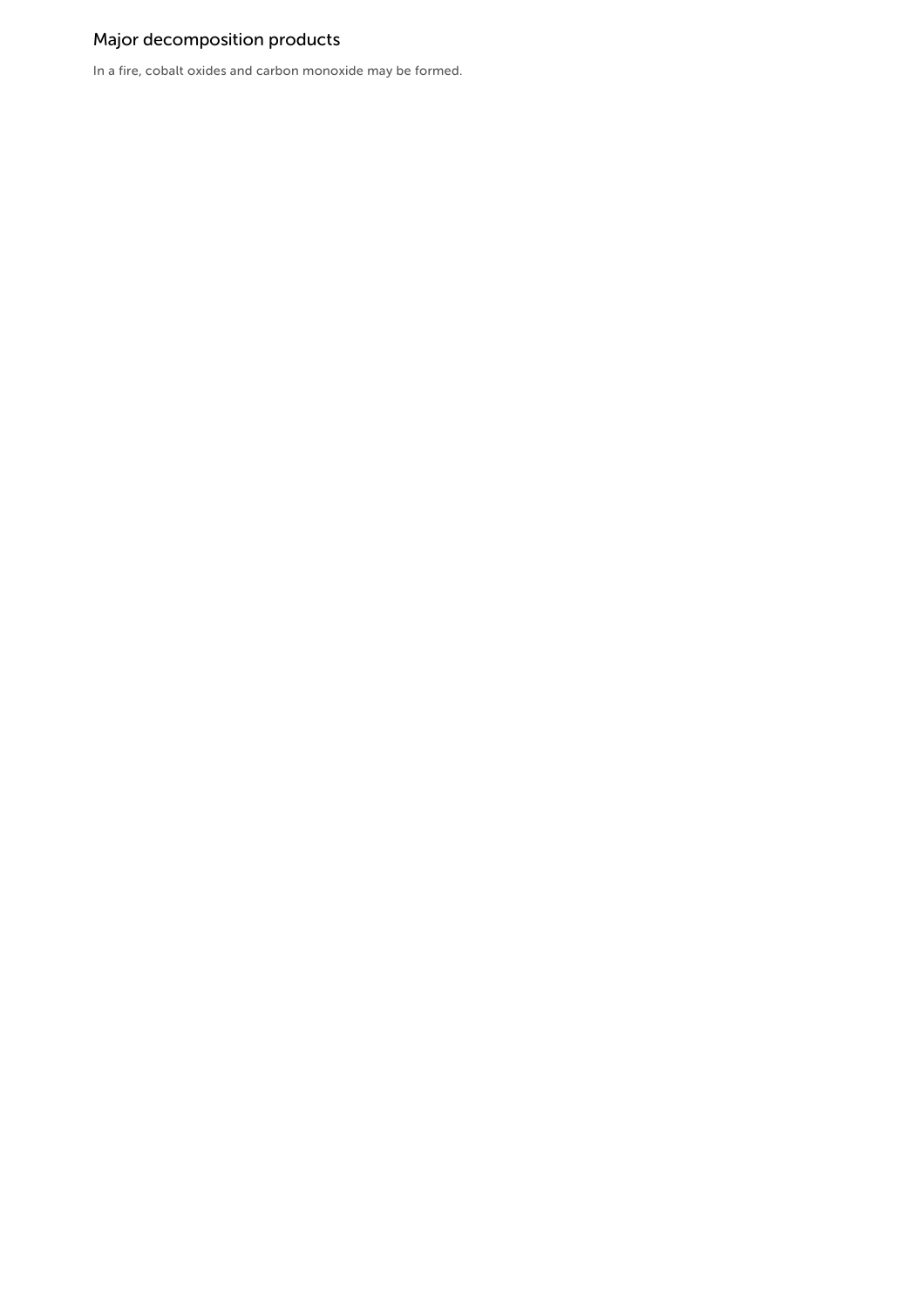## Major decomposition products

In a fire, cobalt oxides and carbon monoxide may be formed.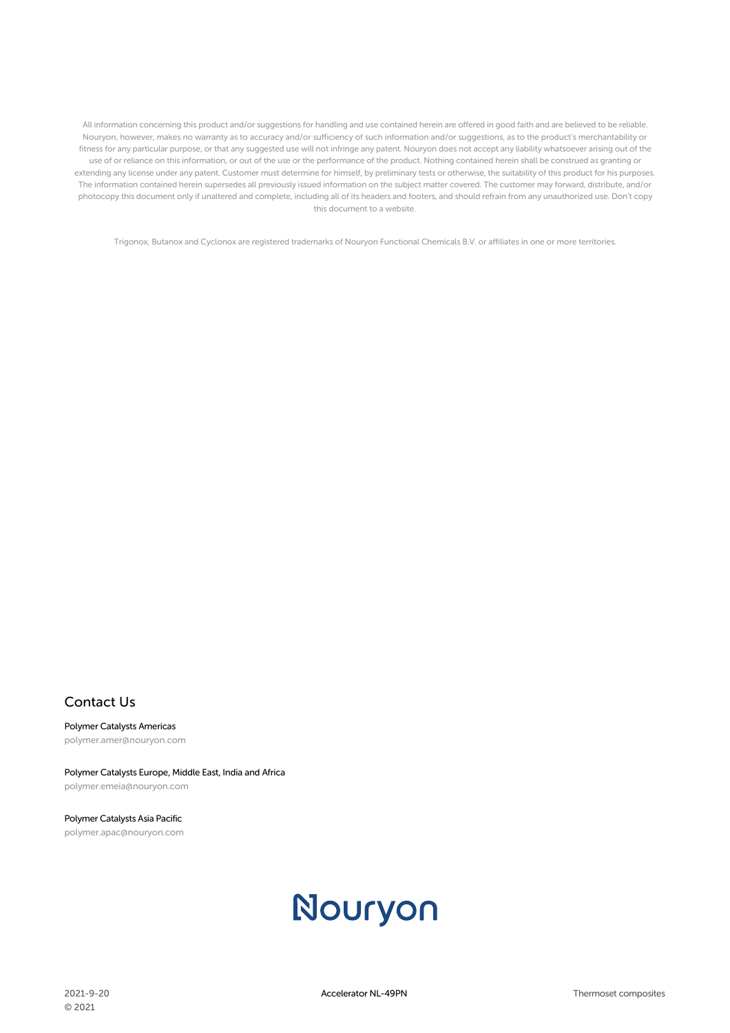All information concerning this product and/or suggestions for handling and use contained herein are offered in good faith and are believed to be reliable. Nouryon, however, makes no warranty as to accuracy and/or sufficiency of such information and/or suggestions, as to the product's merchantability or fitness for any particular purpose, or that any suggested use will not infringe any patent. Nouryon does not accept any liability whatsoever arising out of the use of or reliance on this information, or out of the use or the performance of the product. Nothing contained herein shall be construed as granting or extending any license under any patent. Customer must determine for himself, by preliminary tests or otherwise, the suitability of this product for his purposes. The information contained herein supersedes all previously issued information on the subject matter covered. The customer may forward, distribute, and/or photocopy this document only if unaltered and complete, including all of its headers and footers, and should refrain from any unauthorized use. Don't copy this document to a website.

Trigonox, Butanox and Cyclonox are registered trademarks of Nouryon Functional Chemicals B.V. or affiliates in one or more territories.

## Contact Us

Polymer Catalysts Americas
polymer.amer@nouryon.com

Polymer Catalysts Europe, Middle East, India and Africa
polymer.emeia@nouryon.com

Polymer Catalysts Asia Pacific
polymer.apac@nouryon.com

Nouryon

2021-9-20
© 2021